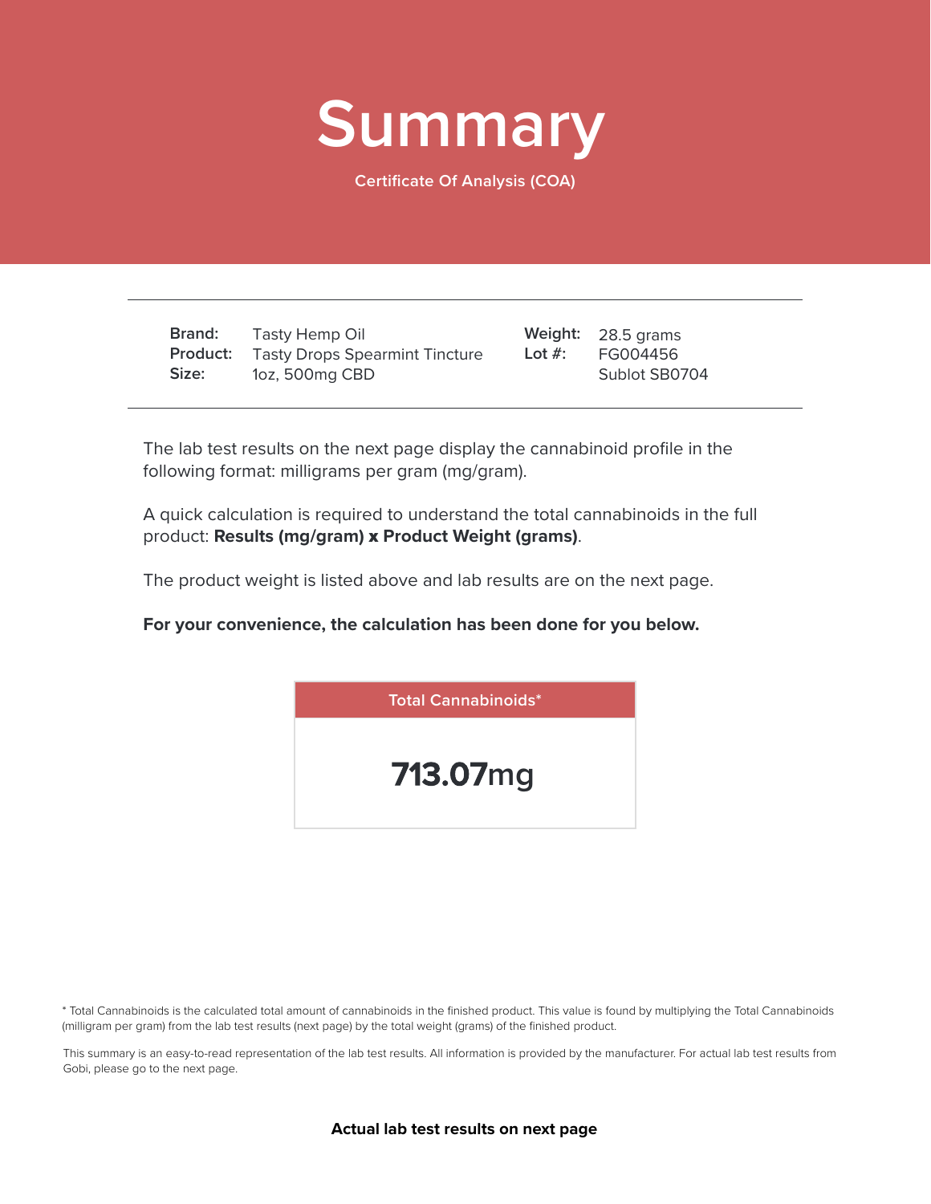# Summary

Certificate Of Analysis (COA)

| | | | |
|---|---|---|---|
| **Brand:** | Tasty Hemp Oil | **Weight:** | 28.5 grams |
| **Product:** | Tasty Drops Spearmint Tincture | **Lot #:** | FG004456 |
| **Size:** | 1oz, 500mg CBD | | Sublot SB0704 |

The lab test results on the next page display the cannabinoid profile in the following format: milligrams per gram (mg/gram).

A quick calculation is required to understand the total cannabinoids in the full product: **Results (mg/gram) x Product Weight (grams)**.

The product weight is listed above and lab results are on the next page.

**For your convenience, the calculation has been done for you below.**

| Total Cannabinoids* |
|---|
| **713.07**mg |

* Total Cannabinoids is the calculated total amount of cannabinoids in the finished product. This value is found by multiplying the Total Cannabinoids (milligram per gram) from the lab test results (next page) by the total weight (grams) of the finished product.

This summary is an easy-to-read representation of the lab test results. All information is provided by the manufacturer. For actual lab test results from Gobi, please go to the next page.

**Actual lab test results on next page**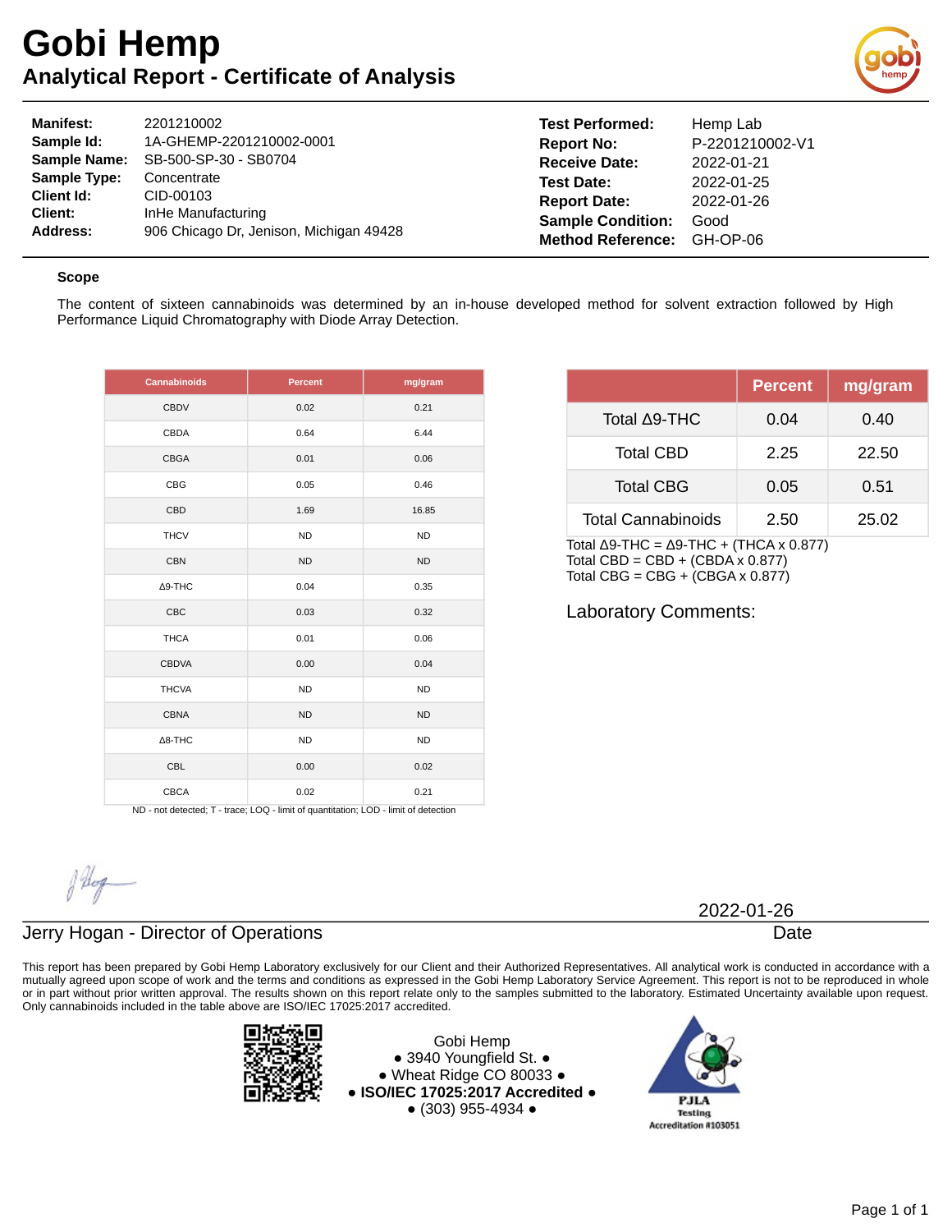# Gobi Hemp

## Analytical Report - Certificate of Analysis

| | | | |
|---|---|---|---|
| **Manifest:** | 2201210002 | **Test Performed:** | Hemp Lab |
| **Sample Id:** | 1A-GHEMP-2201210002-0001 | **Report No:** | P-2201210002-V1 |
| **Sample Name:** | SB-500-SP-30 - SB0704 | **Receive Date:** | 2022-01-21 |
| **Sample Type:** | Concentrate | **Test Date:** | 2022-01-25 |
| **Client Id:** | CID-00103 | **Report Date:** | 2022-01-26 |
| **Client:** | InHe Manufacturing | **Sample Condition:** | Good |
| **Address:** | 906 Chicago Dr, Jenison, Michigan 49428 | **Method Reference:** | GH-OP-06 |

### Scope

The content of sixteen cannabinoids was determined by an in-house developed method for solvent extraction followed by High Performance Liquid Chromatography with Diode Array Detection.

| Cannabinoids | Percent | mg/gram |
|---|---|---|
| CBDV | 0.02 | 0.21 |
| CBDA | 0.64 | 6.44 |
| CBGA | 0.01 | 0.06 |
| CBG | 0.05 | 0.46 |
| CBD | 1.69 | 16.85 |
| THCV | ND | ND |
| CBN | ND | ND |
| Δ9-THC | 0.04 | 0.35 |
| CBC | 0.03 | 0.32 |
| THCA | 0.01 | 0.06 |
| CBDVA | 0.00 | 0.04 |
| THCVA | ND | ND |
| CBNA | ND | ND |
| Δ8-THC | ND | ND |
| CBL | 0.00 | 0.02 |
| CBCA | 0.02 | 0.21 |

ND - not detected; T - trace; LOQ - limit of quantitation; LOD - limit of detection

| | Percent | mg/gram |
|---|---|---|
| Total Δ9-THC | 0.04 | 0.40 |
| Total CBD | 2.25 | 22.50 |
| Total CBG | 0.05 | 0.51 |
| Total Cannabinoids | 2.50 | 25.02 |

Total Δ9-THC = Δ9-THC + (THCA x 0.877)
Total CBD = CBD + (CBDA x 0.877)
Total CBG = CBG + (CBGA x 0.877)

Laboratory Comments:

Jerry Hogan - Director of Operations

2022-01-26
Date

This report has been prepared by Gobi Hemp Laboratory exclusively for our Client and their Authorized Representatives. All analytical work is conducted in accordance with a mutually agreed upon scope of work and the terms and conditions as expressed in the Gobi Hemp Laboratory Service Agreement. This report is not to be reproduced in whole or in part without prior written approval. The results shown on this report relate only to the samples submitted to the laboratory. Estimated Uncertainty available upon request. Only cannabinoids included in the table above are ISO/IEC 17025:2017 accredited.

Gobi Hemp
• 3940 Youngfield St. •
• Wheat Ridge CO 80033 •
• **ISO/IEC 17025:2017 Accredited** •
• (303) 955-4934 •

PJLA Testing Accreditation #103051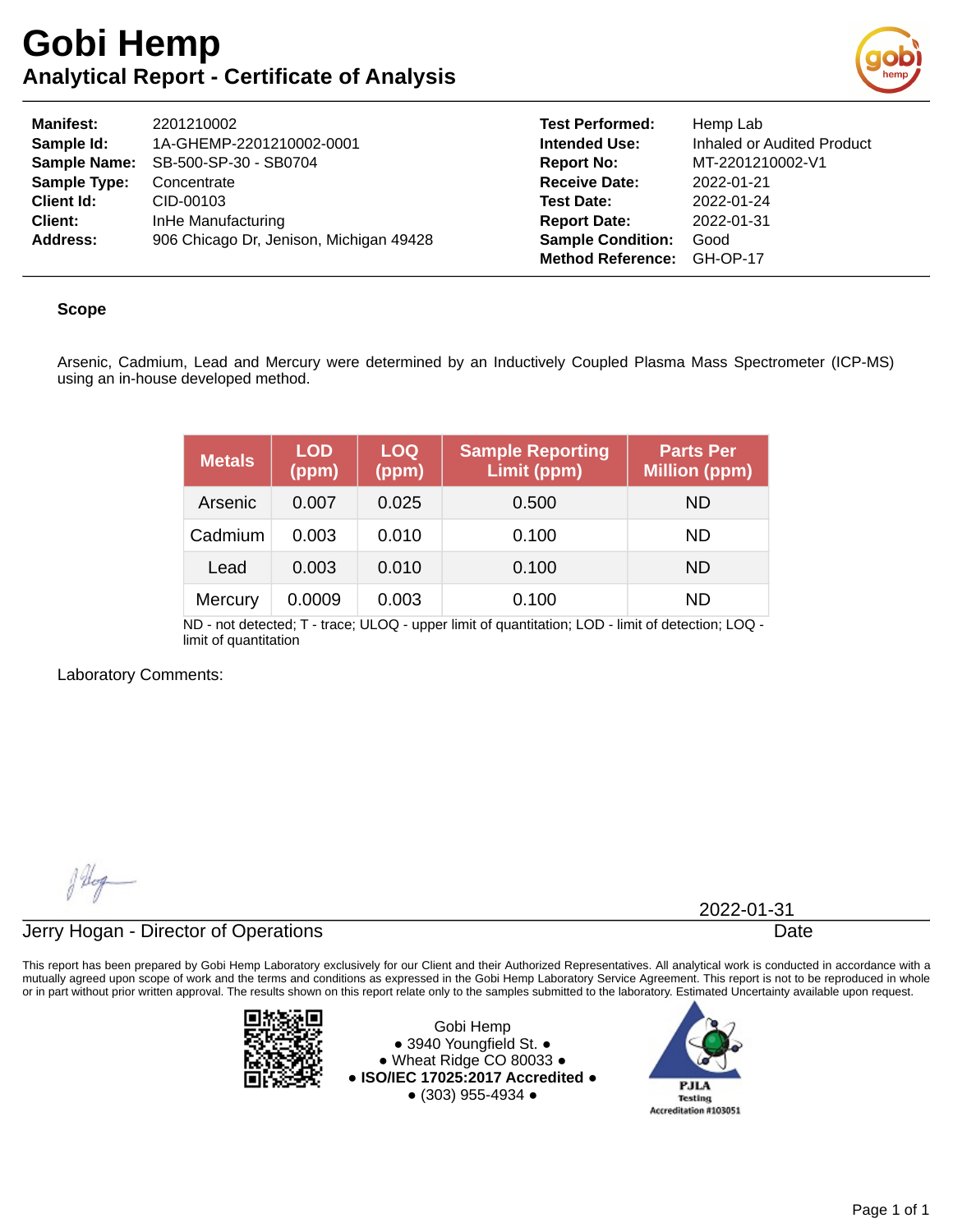# Gobi Hemp

## Analytical Report - Certificate of Analysis

| | | | |
|---|---|---|---|
| **Manifest:** | 2201210002 | **Test Performed:** | Hemp Lab |
| **Sample Id:** | 1A-GHEMP-2201210002-0001 | **Intended Use:** | Inhaled or Audited Product |
| **Sample Name:** | SB-500-SP-30 - SB0704 | **Report No:** | MT-2201210002-V1 |
| **Sample Type:** | Concentrate | **Receive Date:** | 2022-01-21 |
| **Client Id:** | CID-00103 | **Test Date:** | 2022-01-24 |
| **Client:** | InHe Manufacturing | **Report Date:** | 2022-01-31 |
| **Address:** | 906 Chicago Dr, Jenison, Michigan 49428 | **Sample Condition:** | Good |
| | | **Method Reference:** | GH-OP-17 |

### Scope

Arsenic, Cadmium, Lead and Mercury were determined by an Inductively Coupled Plasma Mass Spectrometer (ICP-MS) using an in-house developed method.

| Metals | LOD (ppm) | LOQ (ppm) | Sample Reporting Limit (ppm) | Parts Per Million (ppm) |
|---|---|---|---|---|
| Arsenic | 0.007 | 0.025 | 0.500 | ND |
| Cadmium | 0.003 | 0.010 | 0.100 | ND |
| Lead | 0.003 | 0.010 | 0.100 | ND |
| Mercury | 0.0009 | 0.003 | 0.100 | ND |

ND - not detected; T - trace; ULOQ - upper limit of quantitation; LOD - limit of detection; LOQ - limit of quantitation

Laboratory Comments:

Jerry Hogan - Director of Operations

2022-01-31
Date

This report has been prepared by Gobi Hemp Laboratory exclusively for our Client and their Authorized Representatives. All analytical work is conducted in accordance with a mutually agreed upon scope of work and the terms and conditions as expressed in the Gobi Hemp Laboratory Service Agreement. This report is not to be reproduced in whole or in part without prior written approval. The results shown on this report relate only to the samples submitted to the laboratory. Estimated Uncertainty available upon request.

Gobi Hemp
• 3940 Youngfield St. •
• Wheat Ridge CO 80033 •
• **ISO/IEC 17025:2017 Accredited** •
• (303) 955-4934 •

PJLA Testing Accreditation #103051